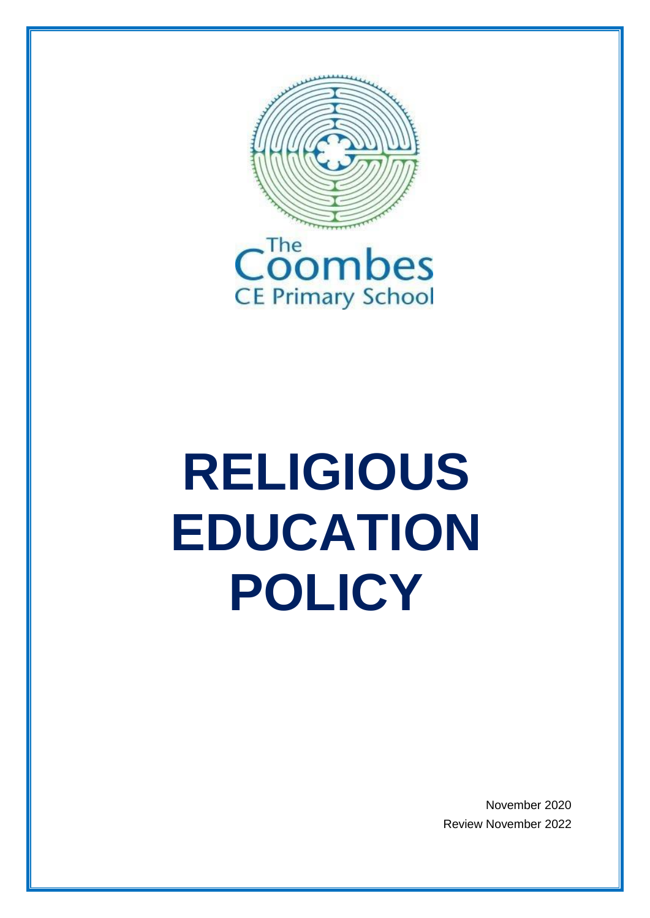The Coombes
CE Primary School

# RELIGIOUS EDUCATION POLICY

November 2020

Review November 2022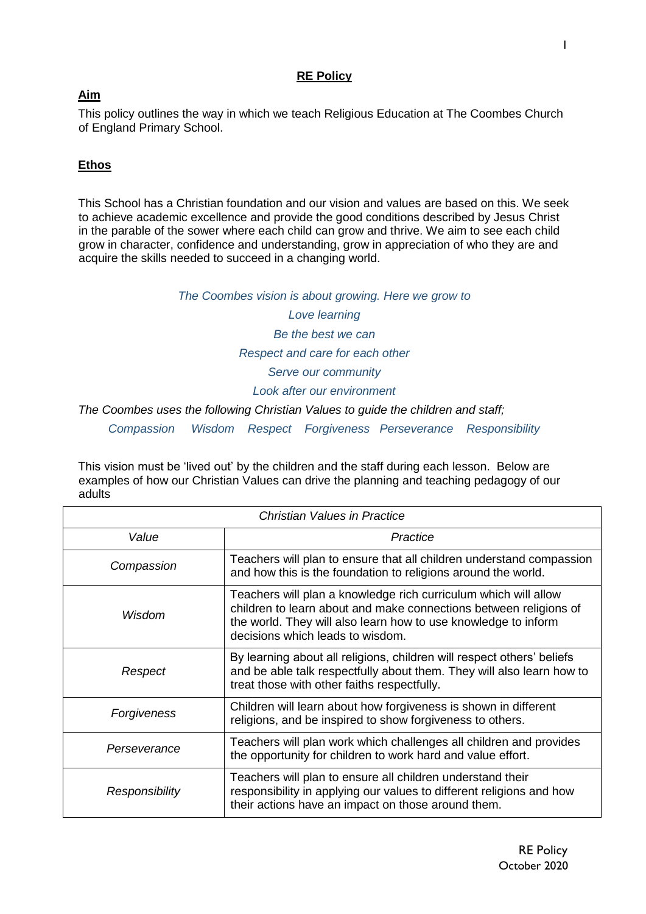# RE Policy

## Aim

This policy outlines the way in which we teach Religious Education at The Coombes Church of England Primary School.

## Ethos

This School has a Christian foundation and our vision and values are based on this. We seek to achieve academic excellence and provide the good conditions described by Jesus Christ in the parable of the sower where each child can grow and thrive. We aim to see each child grow in character, confidence and understanding, grow in appreciation of who they are and acquire the skills needed to succeed in a changing world.

*The Coombes vision is about growing. Here we grow to*

*Love learning*

*Be the best we can*

*Respect and care for each other*

*Serve our community*

*Look after our environment*

*The Coombes uses the following Christian Values to guide the children and staff;*

*Compassion Wisdom Respect Forgiveness Perseverance Responsibility*

This vision must be 'lived out' by the children and the staff during each lesson. Below are examples of how our Christian Values can drive the planning and teaching pedagogy of our adults

| *Christian Values in Practice* | |
|---|---|
| *Value* | *Practice* |
| *Compassion* | Teachers will plan to ensure that all children understand compassion and how this is the foundation to religions around the world. |
| *Wisdom* | Teachers will plan a knowledge rich curriculum which will allow children to learn about and make connections between religions of the world. They will also learn how to use knowledge to inform decisions which leads to wisdom. |
| *Respect* | By learning about all religions, children will respect others' beliefs and be able talk respectfully about them. They will also learn how to treat those with other faiths respectfully. |
| *Forgiveness* | Children will learn about how forgiveness is shown in different religions, and be inspired to show forgiveness to others. |
| *Perseverance* | Teachers will plan work which challenges all children and provides the opportunity for children to work hard and value effort. |
| *Responsibility* | Teachers will plan to ensure all children understand their responsibility in applying our values to different religions and how their actions have an impact on those around them. |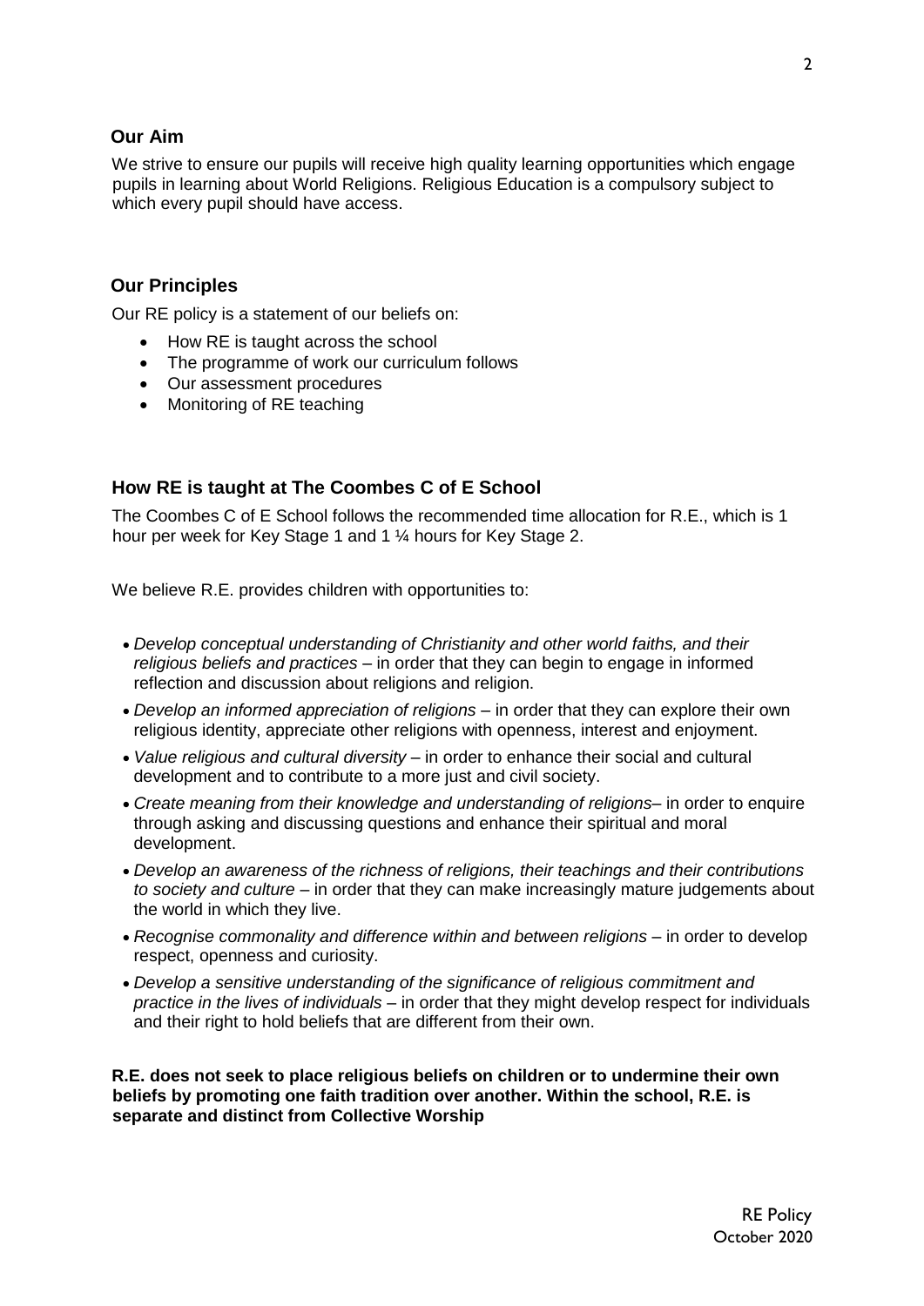## Our Aim

We strive to ensure our pupils will receive high quality learning opportunities which engage pupils in learning about World Religions. Religious Education is a compulsory subject to which every pupil should have access.

## Our Principles

Our RE policy is a statement of our beliefs on:

- How RE is taught across the school
- The programme of work our curriculum follows
- Our assessment procedures
- Monitoring of RE teaching

## How RE is taught at The Coombes C of E School

The Coombes C of E School follows the recommended time allocation for R.E., which is 1 hour per week for Key Stage 1 and 1 ¼ hours for Key Stage 2.

We believe R.E. provides children with opportunities to:

- *Develop conceptual understanding of Christianity and other world faiths, and their religious beliefs and practices* – in order that they can begin to engage in informed reflection and discussion about religions and religion.
- *Develop an informed appreciation of religions* – in order that they can explore their own religious identity, appreciate other religions with openness, interest and enjoyment.
- *Value religious and cultural diversity* – in order to enhance their social and cultural development and to contribute to a more just and civil society.
- *Create meaning from their knowledge and understanding of religions*– in order to enquire through asking and discussing questions and enhance their spiritual and moral development.
- *Develop an awareness of the richness of religions, their teachings and their contributions to society and culture* – in order that they can make increasingly mature judgements about the world in which they live.
- *Recognise commonality and difference within and between religions* – in order to develop respect, openness and curiosity.
- *Develop a sensitive understanding of the significance of religious commitment and practice in the lives of individuals* – in order that they might develop respect for individuals and their right to hold beliefs that are different from their own.

**R.E. does not seek to place religious beliefs on children or to undermine their own beliefs by promoting one faith tradition over another. Within the school, R.E. is separate and distinct from Collective Worship**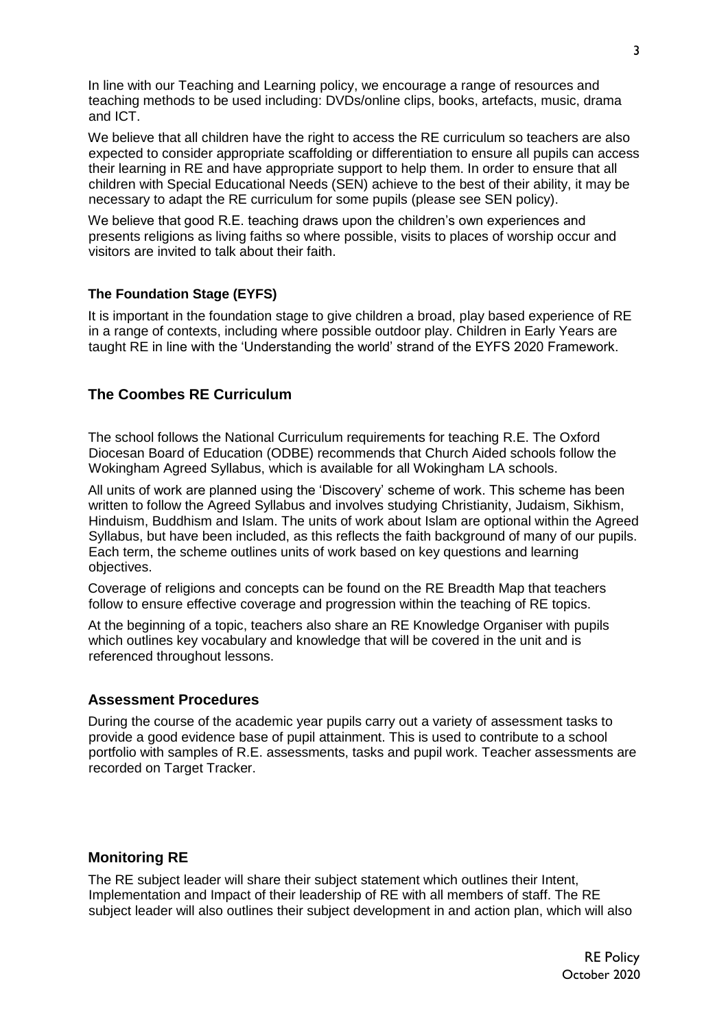In line with our Teaching and Learning policy, we encourage a range of resources and teaching methods to be used including: DVDs/online clips, books, artefacts, music, drama and ICT.

We believe that all children have the right to access the RE curriculum so teachers are also expected to consider appropriate scaffolding or differentiation to ensure all pupils can access their learning in RE and have appropriate support to help them. In order to ensure that all children with Special Educational Needs (SEN) achieve to the best of their ability, it may be necessary to adapt the RE curriculum for some pupils (please see SEN policy).

We believe that good R.E. teaching draws upon the children's own experiences and presents religions as living faiths so where possible, visits to places of worship occur and visitors are invited to talk about their faith.

### The Foundation Stage (EYFS)

It is important in the foundation stage to give children a broad, play based experience of RE in a range of contexts, including where possible outdoor play. Children in Early Years are taught RE in line with the 'Understanding the world' strand of the EYFS 2020 Framework.

## The Coombes RE Curriculum

The school follows the National Curriculum requirements for teaching R.E. The Oxford Diocesan Board of Education (ODBE) recommends that Church Aided schools follow the Wokingham Agreed Syllabus, which is available for all Wokingham LA schools.

All units of work are planned using the 'Discovery' scheme of work. This scheme has been written to follow the Agreed Syllabus and involves studying Christianity, Judaism, Sikhism, Hinduism, Buddhism and Islam. The units of work about Islam are optional within the Agreed Syllabus, but have been included, as this reflects the faith background of many of our pupils. Each term, the scheme outlines units of work based on key questions and learning objectives.

Coverage of religions and concepts can be found on the RE Breadth Map that teachers follow to ensure effective coverage and progression within the teaching of RE topics.

At the beginning of a topic, teachers also share an RE Knowledge Organiser with pupils which outlines key vocabulary and knowledge that will be covered in the unit and is referenced throughout lessons.

## Assessment Procedures

During the course of the academic year pupils carry out a variety of assessment tasks to provide a good evidence base of pupil attainment. This is used to contribute to a school portfolio with samples of R.E. assessments, tasks and pupil work. Teacher assessments are recorded on Target Tracker.

## Monitoring RE

The RE subject leader will share their subject statement which outlines their Intent, Implementation and Impact of their leadership of RE with all members of staff. The RE subject leader will also outlines their subject development in and action plan, which will also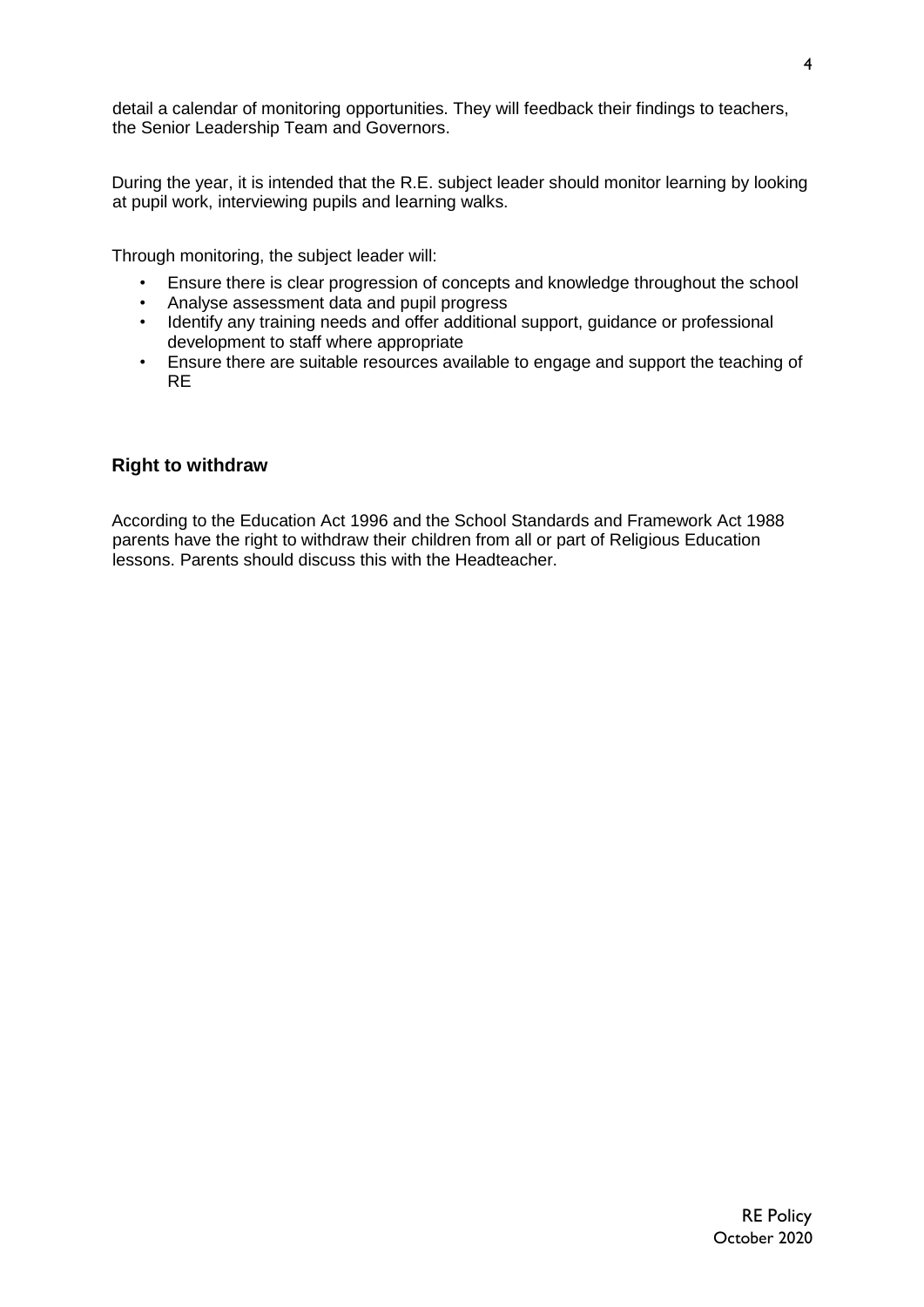detail a calendar of monitoring opportunities. They will feedback their findings to teachers, the Senior Leadership Team and Governors.

During the year, it is intended that the R.E. subject leader should monitor learning by looking at pupil work, interviewing pupils and learning walks.

Through monitoring, the subject leader will:

- Ensure there is clear progression of concepts and knowledge throughout the school
- Analyse assessment data and pupil progress
- Identify any training needs and offer additional support, guidance or professional development to staff where appropriate
- Ensure there are suitable resources available to engage and support the teaching of RE

## Right to withdraw

According to the Education Act 1996 and the School Standards and Framework Act 1988 parents have the right to withdraw their children from all or part of Religious Education lessons. Parents should discuss this with the Headteacher.